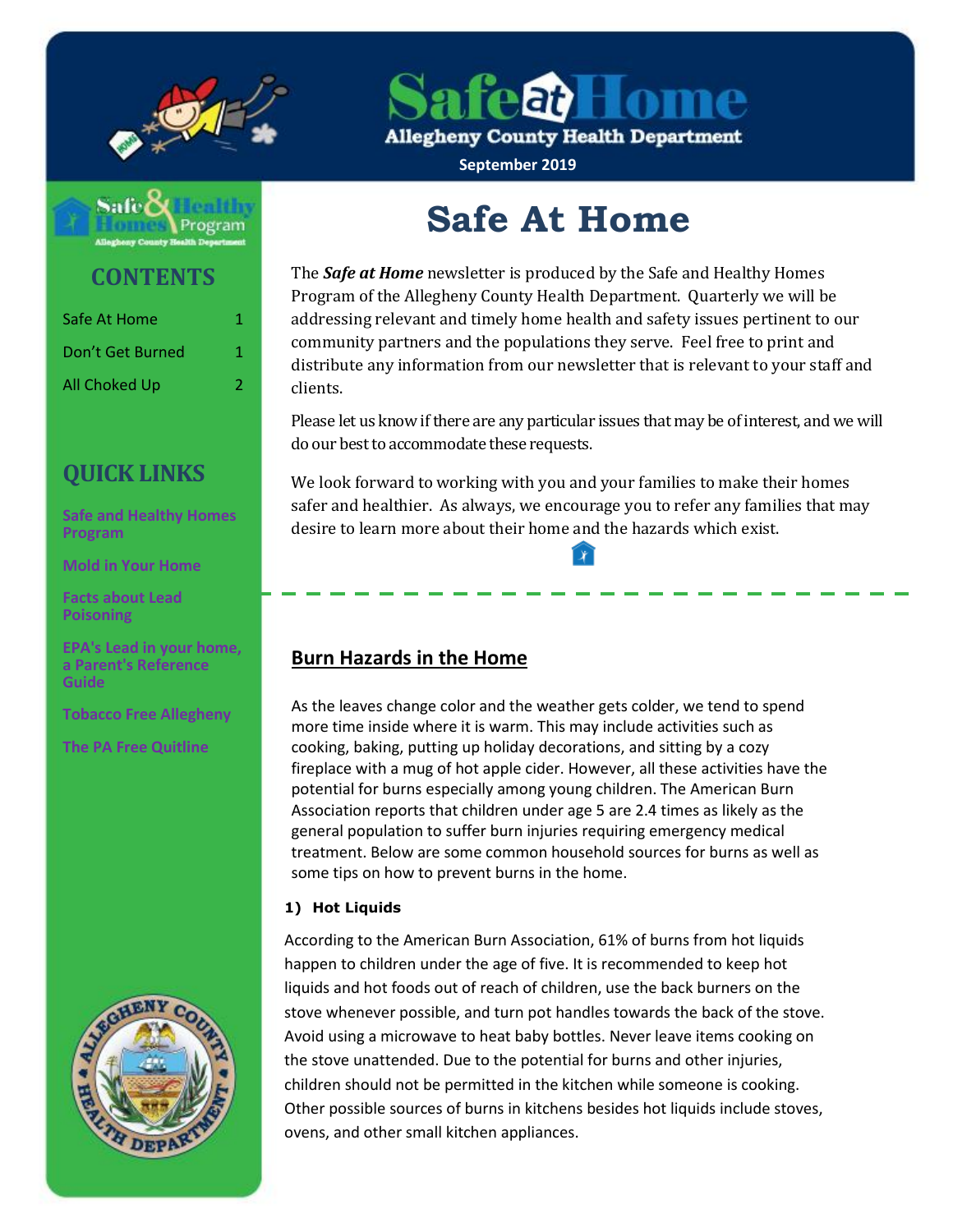# Safe at Home

**Allegheny County Health Department**

**September 2019**

## CONTENTS

| | |
|---|---|
| Safe At Home | 1 |
| Don't Get Burned | 1 |
| All Choked Up | 2 |

## QUICK LINKS

- Safe and Healthy Homes Program
- Mold in Your Home
- Facts about Lead Poisoning
- EPA's Lead in your home, a Parent's Reference Guide
- Tobacco Free Allegheny
- The PA Free Quitline

# Safe At Home

The ***Safe at Home*** newsletter is produced by the Safe and Healthy Homes Program of the Allegheny County Health Department. Quarterly we will be addressing relevant and timely home health and safety issues pertinent to our community partners and the populations they serve. Feel free to print and distribute any information from our newsletter that is relevant to your staff and clients.

Please let us know if there are any particular issues that may be of interest, and we will do our best to accommodate these requests.

We look forward to working with you and your families to make their homes safer and healthier. As always, we encourage you to refer any families that may desire to learn more about their home and the hazards which exist.

## Burn Hazards in the Home

As the leaves change color and the weather gets colder, we tend to spend more time inside where it is warm. This may include activities such as cooking, baking, putting up holiday decorations, and sitting by a cozy fireplace with a mug of hot apple cider. However, all these activities have the potential for burns especially among young children. The American Burn Association reports that children under age 5 are 2.4 times as likely as the general population to suffer burn injuries requiring emergency medical treatment. Below are some common household sources for burns as well as some tips on how to prevent burns in the home.

**1) Hot Liquids**

According to the American Burn Association, 61% of burns from hot liquids happen to children under the age of five. It is recommended to keep hot liquids and hot foods out of reach of children, use the back burners on the stove whenever possible, and turn pot handles towards the back of the stove. Avoid using a microwave to heat baby bottles. Never leave items cooking on the stove unattended. Due to the potential for burns and other injuries, children should not be permitted in the kitchen while someone is cooking. Other possible sources of burns in kitchens besides hot liquids include stoves, ovens, and other small kitchen appliances.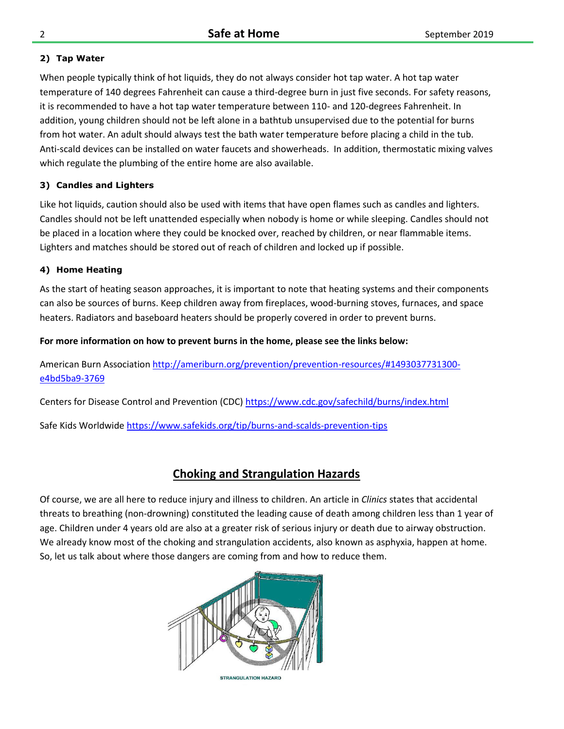#### 2) Tap Water

When people typically think of hot liquids, they do not always consider hot tap water. A hot tap water temperature of 140 degrees Fahrenheit can cause a third-degree burn in just five seconds. For safety reasons, it is recommended to have a hot tap water temperature between 110- and 120-degrees Fahrenheit. In addition, young children should not be left alone in a bathtub unsupervised due to the potential for burns from hot water. An adult should always test the bath water temperature before placing a child in the tub. Anti-scald devices can be installed on water faucets and showerheads. In addition, thermostatic mixing valves which regulate the plumbing of the entire home are also available.

#### 3) Candles and Lighters

Like hot liquids, caution should also be used with items that have open flames such as candles and lighters. Candles should not be left unattended especially when nobody is home or while sleeping. Candles should not be placed in a location where they could be knocked over, reached by children, or near flammable items. Lighters and matches should be stored out of reach of children and locked up if possible.

#### 4) Home Heating

As the start of heating season approaches, it is important to note that heating systems and their components can also be sources of burns. Keep children away from fireplaces, wood-burning stoves, furnaces, and space heaters. Radiators and baseboard heaters should be properly covered in order to prevent burns.

**For more information on how to prevent burns in the home, please see the links below:**

American Burn Association http://ameriburn.org/prevention/prevention-resources/#1493037731300-e4bd5ba9-3769

Centers for Disease Control and Prevention (CDC) https://www.cdc.gov/safechild/burns/index.html

Safe Kids Worldwide https://www.safekids.org/tip/burns-and-scalds-prevention-tips

## Choking and Strangulation Hazards

Of course, we are all here to reduce injury and illness to children. An article in *Clinics* states that accidental threats to breathing (non-drowning) constituted the leading cause of death among children less than 1 year of age. Children under 4 years old are also at a greater risk of serious injury or death due to airway obstruction. We already know most of the choking and strangulation accidents, also known as asphyxia, happen at home. So, let us talk about where those dangers are coming from and how to reduce them.

STRANGULATION HAZARD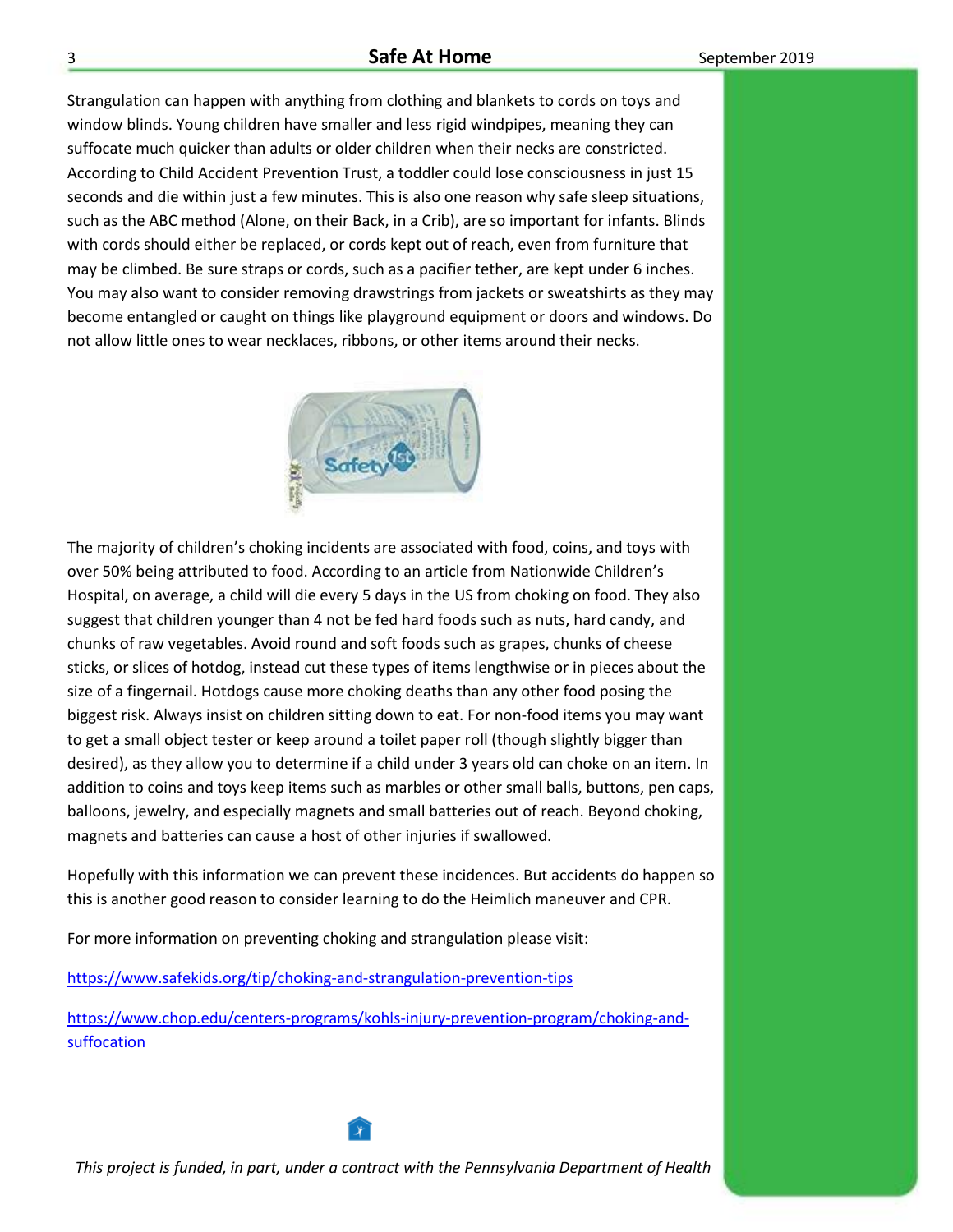Strangulation can happen with anything from clothing and blankets to cords on toys and window blinds. Young children have smaller and less rigid windpipes, meaning they can suffocate much quicker than adults or older children when their necks are constricted. According to Child Accident Prevention Trust, a toddler could lose consciousness in just 15 seconds and die within just a few minutes. This is also one reason why safe sleep situations, such as the ABC method (Alone, on their Back, in a Crib), are so important for infants. Blinds with cords should either be replaced, or cords kept out of reach, even from furniture that may be climbed. Be sure straps or cords, such as a pacifier tether, are kept under 6 inches. You may also want to consider removing drawstrings from jackets or sweatshirts as they may become entangled or caught on things like playground equipment or doors and windows. Do not allow little ones to wear necklaces, ribbons, or other items around their necks.

The majority of children's choking incidents are associated with food, coins, and toys with over 50% being attributed to food. According to an article from Nationwide Children's Hospital, on average, a child will die every 5 days in the US from choking on food. They also suggest that children younger than 4 not be fed hard foods such as nuts, hard candy, and chunks of raw vegetables. Avoid round and soft foods such as grapes, chunks of cheese sticks, or slices of hotdog, instead cut these types of items lengthwise or in pieces about the size of a fingernail. Hotdogs cause more choking deaths than any other food posing the biggest risk. Always insist on children sitting down to eat. For non-food items you may want to get a small object tester or keep around a toilet paper roll (though slightly bigger than desired), as they allow you to determine if a child under 3 years old can choke on an item. In addition to coins and toys keep items such as marbles or other small balls, buttons, pen caps, balloons, jewelry, and especially magnets and small batteries out of reach. Beyond choking, magnets and batteries can cause a host of other injuries if swallowed.

Hopefully with this information we can prevent these incidences. But accidents do happen so this is another good reason to consider learning to do the Heimlich maneuver and CPR.

For more information on preventing choking and strangulation please visit:

https://www.safekids.org/tip/choking-and-strangulation-prevention-tips

https://www.chop.edu/centers-programs/kohls-injury-prevention-program/choking-and-suffocation

*This project is funded, in part, under a contract with the Pennsylvania Department of Health*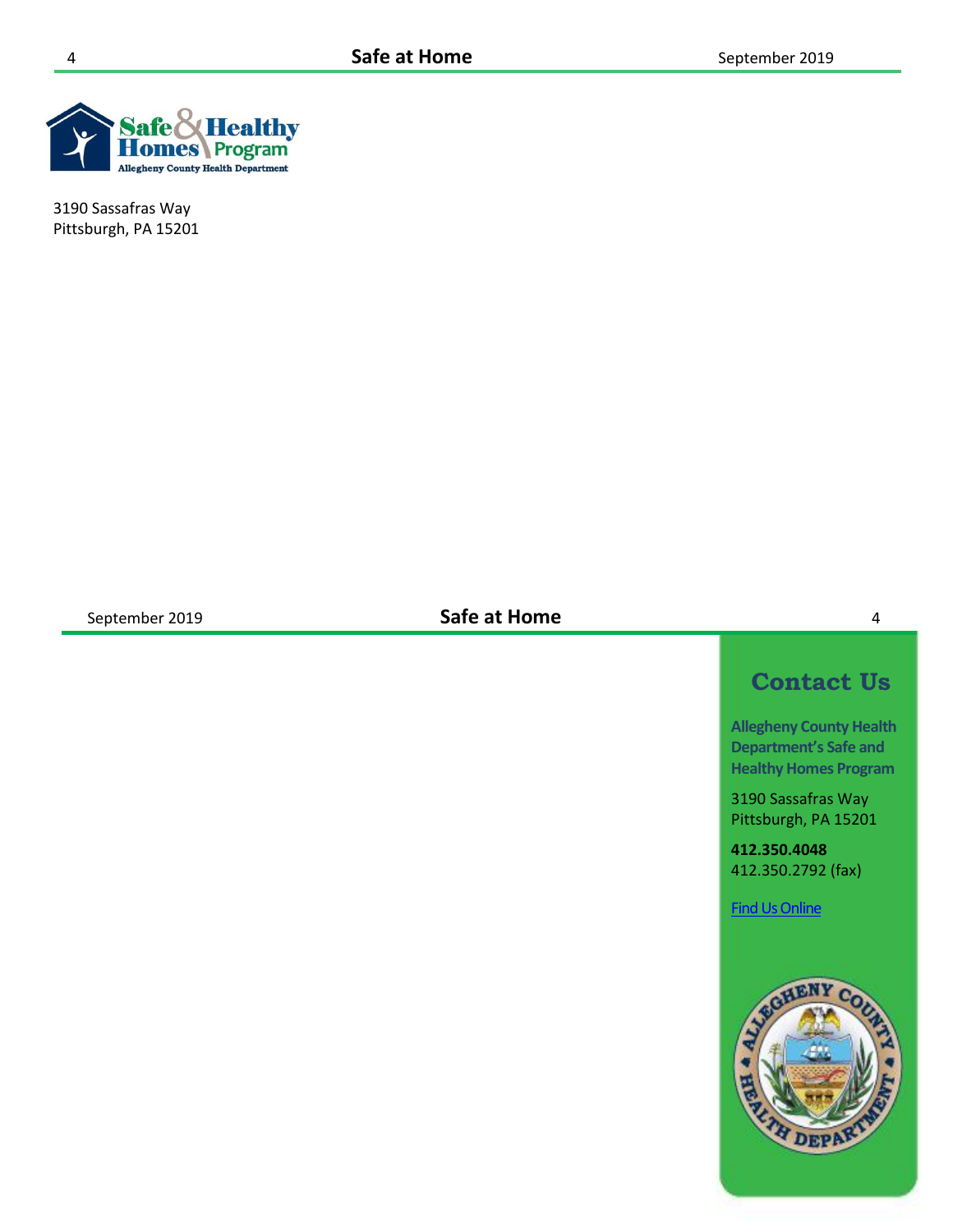Safe & Healthy Homes Program
Allegheny County Health Department

3190 Sassafras Way
Pittsburgh, PA 15201

## Contact Us

**Allegheny County Health Department's Safe and Healthy Homes Program**

3190 Sassafras Way
Pittsburgh, PA 15201

**412.350.4048**
412.350.2792 (fax)

[Find Us Online]